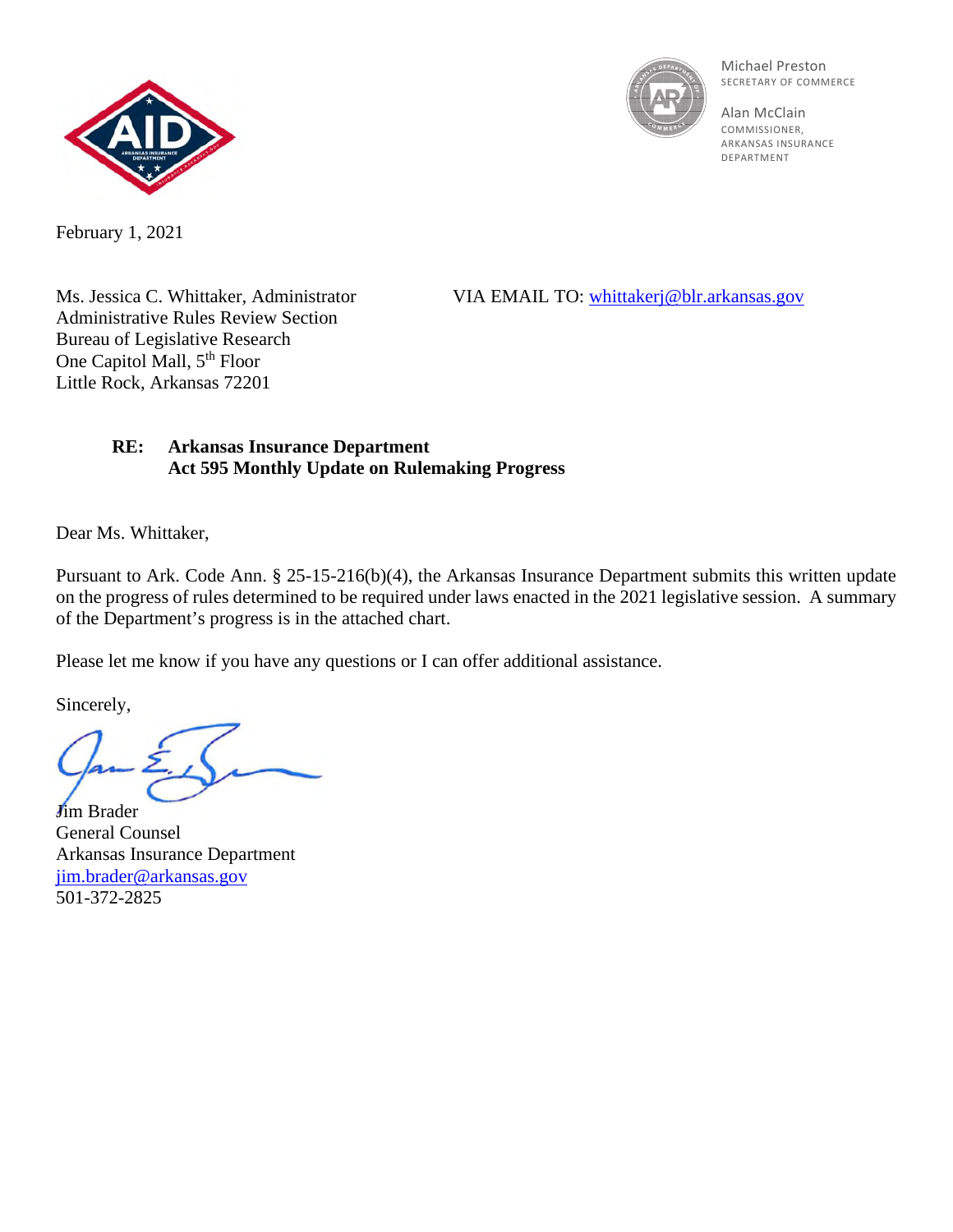Michael Preston
SECRETARY OF COMMERCE

Alan McClain
COMMISSIONER,
ARKANSAS INSURANCE DEPARTMENT

February 1, 2021

Ms. Jessica C. Whittaker, Administrator
Administrative Rules Review Section
Bureau of Legislative Research
One Capitol Mall, 5th Floor
Little Rock, Arkansas 72201

VIA EMAIL TO: whittakerj@blr.arkansas.gov

**RE: Arkansas Insurance Department**
**Act 595 Monthly Update on Rulemaking Progress**

Dear Ms. Whittaker,

Pursuant to Ark. Code Ann. § 25-15-216(b)(4), the Arkansas Insurance Department submits this written update on the progress of rules determined to be required under laws enacted in the 2021 legislative session. A summary of the Department's progress is in the attached chart.

Please let me know if you have any questions or I can offer additional assistance.

Sincerely,

Jim Brader
General Counsel
Arkansas Insurance Department
jim.brader@arkansas.gov
501-372-2825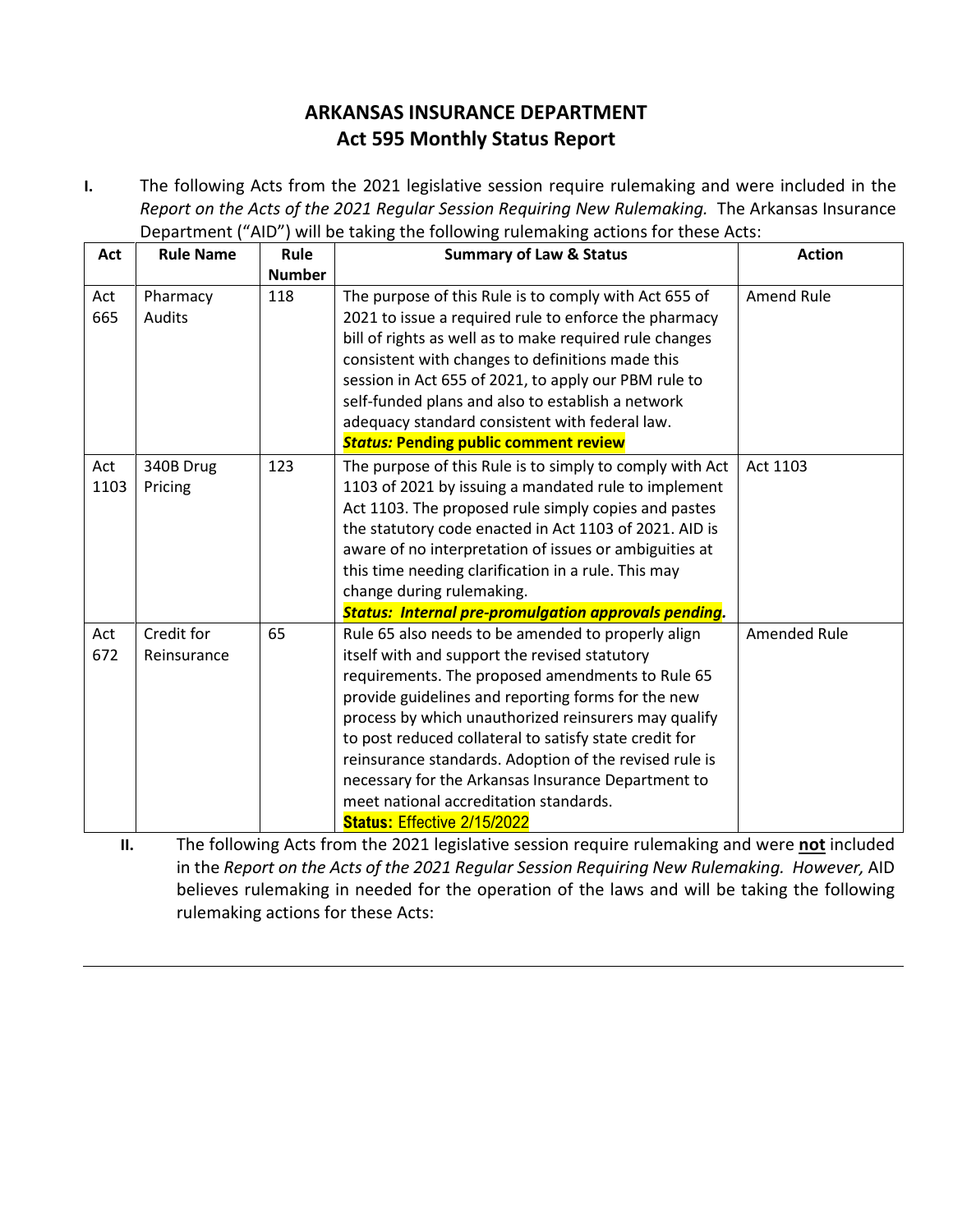# ARKANSAS INSURANCE DEPARTMENT
## Act 595 Monthly Status Report

**I.** The following Acts from the 2021 legislative session require rulemaking and were included in the *Report on the Acts of the 2021 Regular Session Requiring New Rulemaking.* The Arkansas Insurance Department ("AID") will be taking the following rulemaking actions for these Acts:

| Act | Rule Name | Rule Number | Summary of Law & Status | Action |
|---|---|---|---|---|
| Act 665 | Pharmacy Audits | 118 | The purpose of this Rule is to comply with Act 655 of 2021 to issue a required rule to enforce the pharmacy bill of rights as well as to make required rule changes consistent with changes to definitions made this session in Act 655 of 2021, to apply our PBM rule to self-funded plans and also to establish a network adequacy standard consistent with federal law. ***Status:*** **Pending public comment review** | Amend Rule |
| Act 1103 | 340B Drug Pricing | 123 | The purpose of this Rule is to simply to comply with Act 1103 of 2021 by issuing a mandated rule to implement Act 1103. The proposed rule simply copies and pastes the statutory code enacted in Act 1103 of 2021. AID is aware of no interpretation of issues or ambiguities at this time needing clarification in a rule. This may change during rulemaking. ***Status: Internal pre-promulgation approvals pending.*** | Act 1103 |
| Act 672 | Credit for Reinsurance | 65 | Rule 65 also needs to be amended to properly align itself with and support the revised statutory requirements. The proposed amendments to Rule 65 provide guidelines and reporting forms for the new process by which unauthorized reinsurers may qualify to post reduced collateral to satisfy state credit for reinsurance standards. Adoption of the revised rule is necessary for the Arkansas Insurance Department to meet national accreditation standards. **Status:** Effective 2/15/2022 | Amended Rule |

**II.** The following Acts from the 2021 legislative session require rulemaking and were **not** included in the *Report on the Acts of the 2021 Regular Session Requiring New Rulemaking. However,* AID believes rulemaking in needed for the operation of the laws and will be taking the following rulemaking actions for these Acts: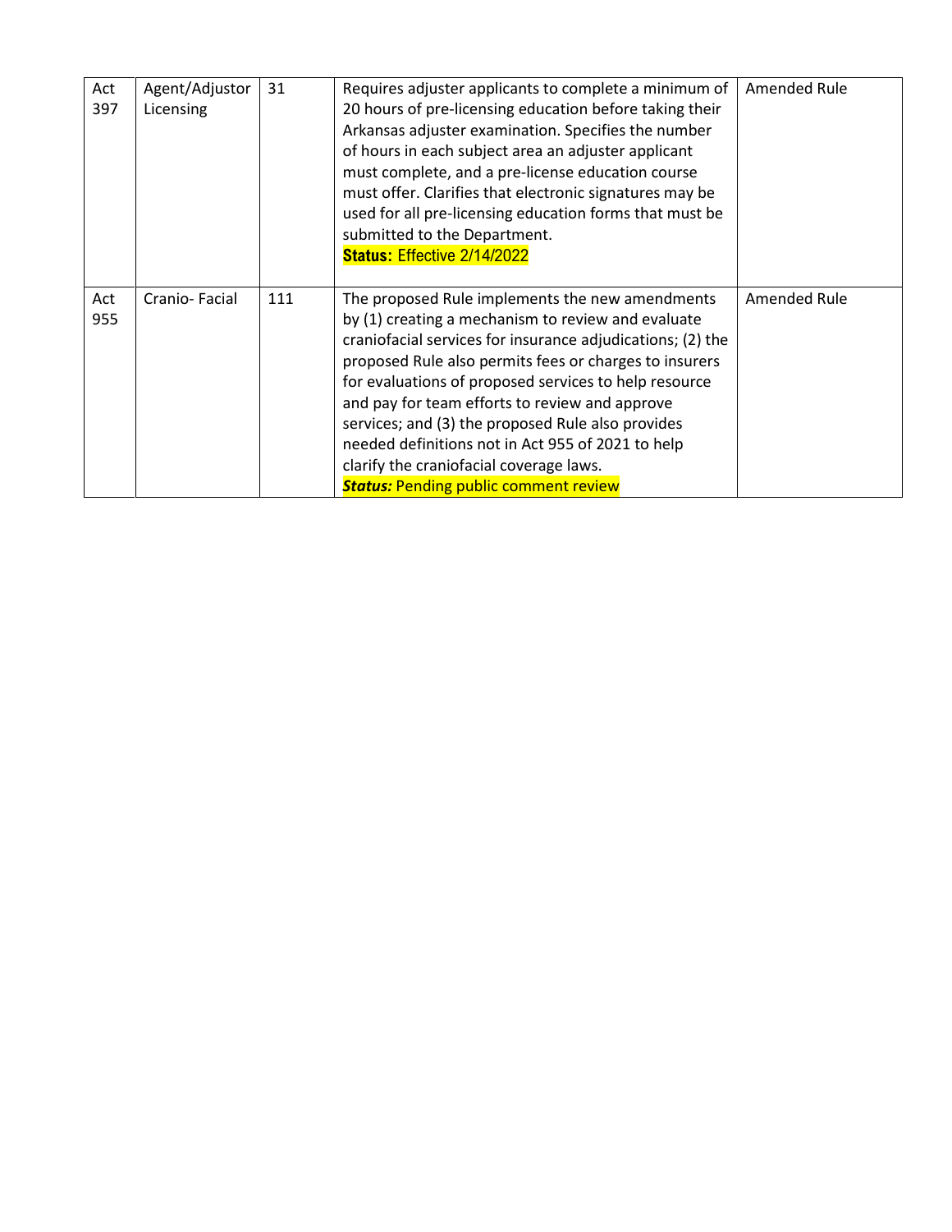| | | | | |
|---|---|---|---|---|
| Act 397 | Agent/Adjustor Licensing | 31 | Requires adjuster applicants to complete a minimum of 20 hours of pre-licensing education before taking their Arkansas adjuster examination. Specifies the number of hours in each subject area an adjuster applicant must complete, and a pre-license education course must offer. Clarifies that electronic signatures may be used for all pre-licensing education forms that must be submitted to the Department. **Status:** Effective 2/14/2022 | Amended Rule |
| Act 955 | Cranio- Facial | 111 | The proposed Rule implements the new amendments by (1) creating a mechanism to review and evaluate craniofacial services for insurance adjudications; (2) the proposed Rule also permits fees or charges to insurers for evaluations of proposed services to help resource and pay for team efforts to review and approve services; and (3) the proposed Rule also provides needed definitions not in Act 955 of 2021 to help clarify the craniofacial coverage laws. ***Status:*** Pending public comment review | Amended Rule |